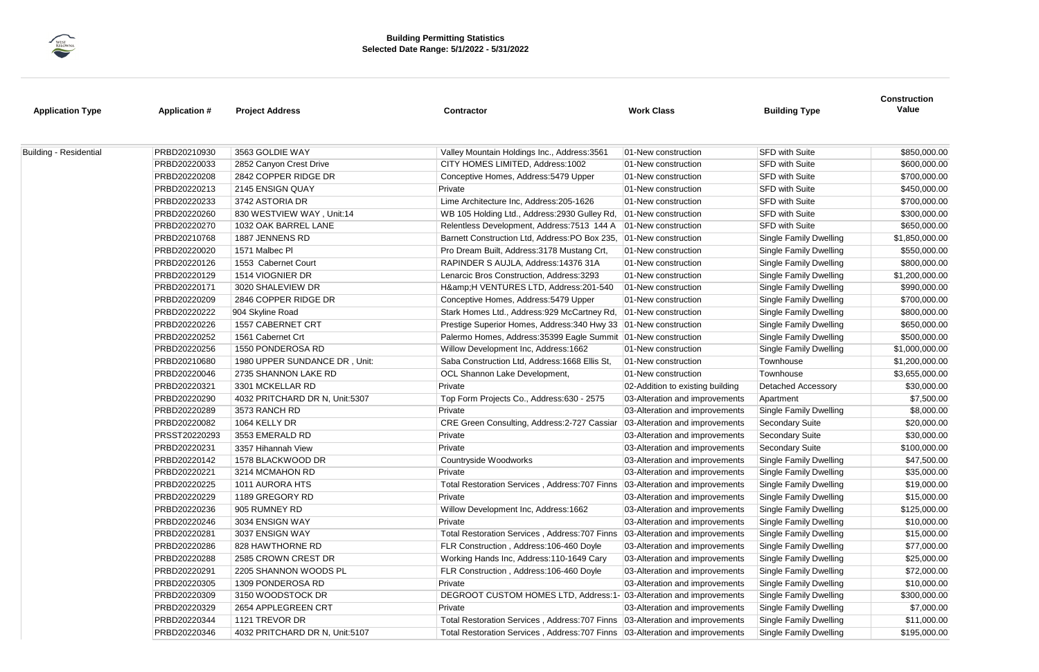**Building Permitting Statistics**
**Selected Date Range: 5/1/2022 - 5/31/2022**

| Application Type | Application # | Project Address | Contractor | Work Class | Building Type | Construction Value |
|---|---|---|---|---|---|---|
| Building - Residential | PRBD20210930 | 3563 GOLDIE WAY | Valley Mountain Holdings Inc., Address:3561 | 01-New construction | SFD with Suite | $850,000.00 |
| | PRBD20220033 | 2852 Canyon Crest Drive | CITY HOMES LIMITED, Address:1002 | 01-New construction | SFD with Suite | $600,000.00 |
| | PRBD20220208 | 2842 COPPER RIDGE DR | Conceptive Homes, Address:5479 Upper | 01-New construction | SFD with Suite | $700,000.00 |
| | PRBD20220213 | 2145 ENSIGN QUAY | Private | 01-New construction | SFD with Suite | $450,000.00 |
| | PRBD20220233 | 3742 ASTORIA DR | Lime Architecture Inc, Address:205-1626 | 01-New construction | SFD with Suite | $700,000.00 |
| | PRBD20220260 | 830 WESTVIEW WAY , Unit:14 | WB 105 Holding Ltd., Address:2930 Gulley Rd, | 01-New construction | SFD with Suite | $300,000.00 |
| | PRBD20220270 | 1032 OAK BARREL LANE | Relentless Development, Address:7513 144 A | 01-New construction | SFD with Suite | $650,000.00 |
| | PRBD20210768 | 1887 JENNENS RD | Barnett Construction Ltd, Address:PO Box 235, | 01-New construction | Single Family Dwelling | $1,850,000.00 |
| | PRBD20220020 | 1571 Malbec Pl | Pro Dream Built, Address:3178 Mustang Crt, | 01-New construction | Single Family Dwelling | $550,000.00 |
| | PRBD20220126 | 1553 Cabernet Court | RAPINDER S AUJLA, Address:14376 31A | 01-New construction | Single Family Dwelling | $800,000.00 |
| | PRBD20220129 | 1514 VIOGNIER DR | Lenarcic Bros Construction, Address:3293 | 01-New construction | Single Family Dwelling | $1,200,000.00 |
| | PRBD20220171 | 3020 SHALEVIEW DR | H&amp;H VENTURES LTD, Address:201-540 | 01-New construction | Single Family Dwelling | $990,000.00 |
| | PRBD20220209 | 2846 COPPER RIDGE DR | Conceptive Homes, Address:5479 Upper | 01-New construction | Single Family Dwelling | $700,000.00 |
| | PRBD20220222 | 904 Skyline Road | Stark Homes Ltd., Address:929 McCartney Rd, | 01-New construction | Single Family Dwelling | $800,000.00 |
| | PRBD20220226 | 1557 CABERNET CRT | Prestige Superior Homes, Address:340 Hwy 33 | 01-New construction | Single Family Dwelling | $650,000.00 |
| | PRBD20220252 | 1561 Cabernet Crt | Palermo Homes, Address:35399 Eagle Summit | 01-New construction | Single Family Dwelling | $500,000.00 |
| | PRBD20220256 | 1550 PONDEROSA RD | Willow Development Inc, Address:1662 | 01-New construction | Single Family Dwelling | $1,000,000.00 |
| | PRBD20210680 | 1980 UPPER SUNDANCE DR , Unit: | Saba Construction Ltd, Address:1668 Ellis St, | 01-New construction | Townhouse | $1,200,000.00 |
| | PRBD20220046 | 2735 SHANNON LAKE RD | OCL Shannon Lake Development, | 01-New construction | Townhouse | $3,655,000.00 |
| | PRBD20220321 | 3301 MCKELLAR RD | Private | 02-Addition to existing building | Detached Accessory | $30,000.00 |
| | PRBD20220290 | 4032 PRITCHARD DR N, Unit:5307 | Top Form Projects Co., Address:630 - 2575 | 03-Alteration and improvements | Apartment | $7,500.00 |
| | PRBD20220289 | 3573 RANCH RD | Private | 03-Alteration and improvements | Single Family Dwelling | $8,000.00 |
| | PRBD20220082 | 1064 KELLY DR | CRE Green Consulting, Address:2-727 Cassiar | 03-Alteration and improvements | Secondary Suite | $20,000.00 |
| | PRSST20220293 | 3553 EMERALD RD | Private | 03-Alteration and improvements | Secondary Suite | $30,000.00 |
| | PRBD20220231 | 3357 Hihannah View | Private | 03-Alteration and improvements | Secondary Suite | $100,000.00 |
| | PRBD20220142 | 1578 BLACKWOOD DR | Countryside Woodworks | 03-Alteration and improvements | Single Family Dwelling | $47,500.00 |
| | PRBD20220221 | 3214 MCMAHON RD | Private | 03-Alteration and improvements | Single Family Dwelling | $35,000.00 |
| | PRBD20220225 | 1011 AURORA HTS | Total Restoration Services , Address:707 Finns | 03-Alteration and improvements | Single Family Dwelling | $19,000.00 |
| | PRBD20220229 | 1189 GREGORY RD | Private | 03-Alteration and improvements | Single Family Dwelling | $15,000.00 |
| | PRBD20220236 | 905 RUMNEY RD | Willow Development Inc, Address:1662 | 03-Alteration and improvements | Single Family Dwelling | $125,000.00 |
| | PRBD20220246 | 3034 ENSIGN WAY | Private | 03-Alteration and improvements | Single Family Dwelling | $10,000.00 |
| | PRBD20220281 | 3037 ENSIGN WAY | Total Restoration Services , Address:707 Finns | 03-Alteration and improvements | Single Family Dwelling | $15,000.00 |
| | PRBD20220286 | 828 HAWTHORNE RD | FLR Construction , Address:106-460 Doyle | 03-Alteration and improvements | Single Family Dwelling | $77,000.00 |
| | PRBD20220288 | 2585 CROWN CREST DR | Working Hands Inc, Address:110-1649 Cary | 03-Alteration and improvements | Single Family Dwelling | $25,000.00 |
| | PRBD20220291 | 2205 SHANNON WOODS PL | FLR Construction , Address:106-460 Doyle | 03-Alteration and improvements | Single Family Dwelling | $72,000.00 |
| | PRBD20220305 | 1309 PONDEROSA RD | Private | 03-Alteration and improvements | Single Family Dwelling | $10,000.00 |
| | PRBD20220309 | 3150 WOODSTOCK DR | DEGROOT CUSTOM HOMES LTD, Address:1- | 03-Alteration and improvements | Single Family Dwelling | $300,000.00 |
| | PRBD20220329 | 2654 APPLEGREEN CRT | Private | 03-Alteration and improvements | Single Family Dwelling | $7,000.00 |
| | PRBD20220344 | 1121 TREVOR DR | Total Restoration Services , Address:707 Finns | 03-Alteration and improvements | Single Family Dwelling | $11,000.00 |
| | PRBD20220346 | 4032 PRITCHARD DR N, Unit:5107 | Total Restoration Services , Address:707 Finns | 03-Alteration and improvements | Single Family Dwelling | $195,000.00 |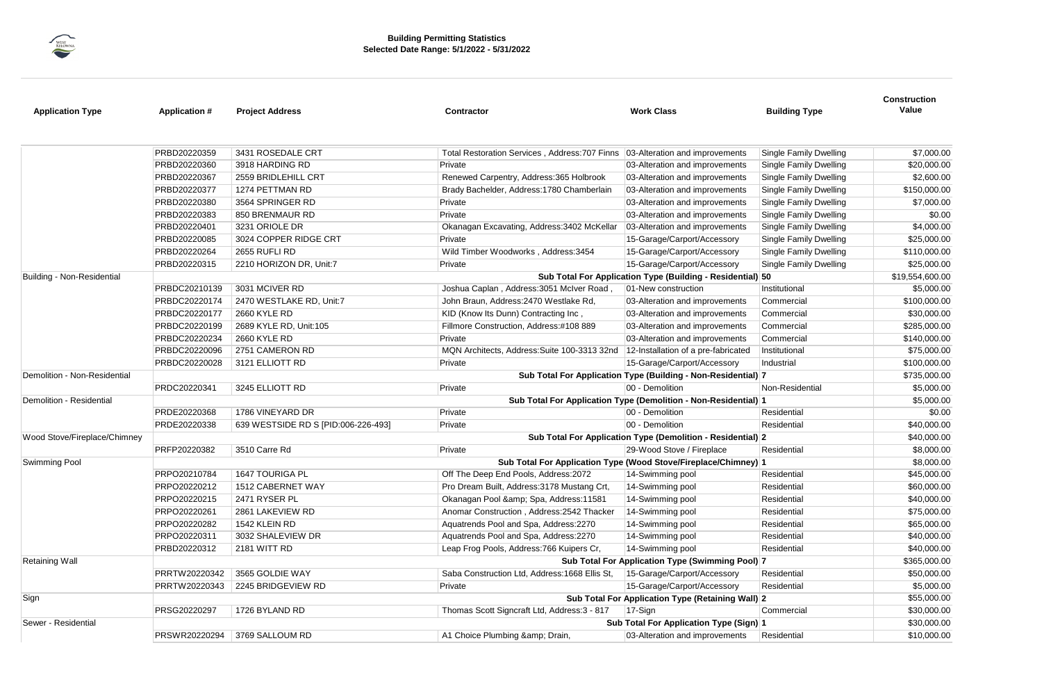# Building Permitting Statistics

**Selected Date Range: 5/1/2022 - 5/31/2022**

| Application Type | Application # | Project Address | Contractor | Work Class | Building Type | Construction Value |
|---|---|---|---|---|---|---|
| | PRBD20220359 | 3431 ROSEDALE CRT | Total Restoration Services , Address:707 Finns | 03-Alteration and improvements | Single Family Dwelling | $7,000.00 |
| | PRBD20220360 | 3918 HARDING RD | Private | 03-Alteration and improvements | Single Family Dwelling | $20,000.00 |
| | PRBD20220367 | 2559 BRIDLEHILL CRT | Renewed Carpentry, Address:365 Holbrook | 03-Alteration and improvements | Single Family Dwelling | $2,600.00 |
| | PRBD20220377 | 1274 PETTMAN RD | Brady Bachelder, Address:1780 Chamberlain | 03-Alteration and improvements | Single Family Dwelling | $150,000.00 |
| | PRBD20220380 | 3564 SPRINGER RD | Private | 03-Alteration and improvements | Single Family Dwelling | $7,000.00 |
| | PRBD20220383 | 850 BRENMAUR RD | Private | 03-Alteration and improvements | Single Family Dwelling | $0.00 |
| | PRBD20220401 | 3231 ORIOLE DR | Okanagan Excavating, Address:3402 McKellar | 03-Alteration and improvements | Single Family Dwelling | $4,000.00 |
| | PRBD20220085 | 3024 COPPER RIDGE CRT | Private | 15-Garage/Carport/Accessory | Single Family Dwelling | $25,000.00 |
| | PRBD20220264 | 2655 RUFLI RD | Wild Timber Woodworks , Address:3454 | 15-Garage/Carport/Accessory | Single Family Dwelling | $110,000.00 |
| | PRBD20220315 | 2210 HORIZON DR, Unit:7 | Private | 15-Garage/Carport/Accessory | Single Family Dwelling | $25,000.00 |
| Building - Non-Residential | | | | **Sub Total For Application Type (Building - Residential)** | **50** | $19,554,600.00 |
| | PRBDC20210139 | 3031 MCIVER RD | Joshua Caplan , Address:3051 McIver Road , | 01-New construction | Institutional | $5,000.00 |
| | PRBDC20220174 | 2470 WESTLAKE RD, Unit:7 | John Braun, Address:2470 Westlake Rd, | 03-Alteration and improvements | Commercial | $100,000.00 |
| | PRBDC20220177 | 2660 KYLE RD | KID (Know Its Dunn) Contracting Inc , | 03-Alteration and improvements | Commercial | $30,000.00 |
| | PRBDC20220199 | 2689 KYLE RD, Unit:105 | Fillmore Construction, Address:#108 889 | 03-Alteration and improvements | Commercial | $285,000.00 |
| | PRBDC20220234 | 2660 KYLE RD | Private | 03-Alteration and improvements | Commercial | $140,000.00 |
| | PRBDC20220096 | 2751 CAMERON RD | MQN Architects, Address:Suite 100-3313 32nd | 12-Installation of a pre-fabricated | Institutional | $75,000.00 |
| | PRBDC20220028 | 3121 ELLIOTT RD | Private | 15-Garage/Carport/Accessory | Industrial | $100,000.00 |
| Demolition - Non-Residential | | | | **Sub Total For Application Type (Building - Non-Residential)** | **7** | $735,000.00 |
| | PRDC20220341 | 3245 ELLIOTT RD | Private | 00 - Demolition | Non-Residential | $5,000.00 |
| Demolition - Residential | | | | **Sub Total For Application Type (Demolition - Non-Residential)** | **1** | $5,000.00 |
| | PRDE20220368 | 1786 VINEYARD DR | Private | 00 - Demolition | Residential | $0.00 |
| | PRDE20220338 | 639 WESTSIDE RD S [PID:006-226-493] | Private | 00 - Demolition | Residential | $40,000.00 |
| Wood Stove/Fireplace/Chimney | | | | **Sub Total For Application Type (Demolition - Residential)** | **2** | $40,000.00 |
| | PRFP20220382 | 3510 Carre Rd | Private | 29-Wood Stove / Fireplace | Residential | $8,000.00 |
| Swimming Pool | | | | **Sub Total For Application Type (Wood Stove/Fireplace/Chimney)** | **1** | $8,000.00 |
| | PRPO20210784 | 1647 TOURIGA PL | Off The Deep End Pools, Address:2072 | 14-Swimming pool | Residential | $45,000.00 |
| | PRPO20220212 | 1512 CABERNET WAY | Pro Dream Built, Address:3178 Mustang Crt, | 14-Swimming pool | Residential | $60,000.00 |
| | PRPO20220215 | 2471 RYSER PL | Okanagan Pool &amp; Spa, Address:11581 | 14-Swimming pool | Residential | $40,000.00 |
| | PRPO20220261 | 2861 LAKEVIEW RD | Anomar Construction , Address:2542 Thacker | 14-Swimming pool | Residential | $75,000.00 |
| | PRPO20220282 | 1542 KLEIN RD | Aquatrends Pool and Spa, Address:2270 | 14-Swimming pool | Residential | $65,000.00 |
| | PRPO20220311 | 3032 SHALEVIEW DR | Aquatrends Pool and Spa, Address:2270 | 14-Swimming pool | Residential | $40,000.00 |
| | PRBD20220312 | 2181 WITT RD | Leap Frog Pools, Address:766 Kuipers Cr, | 14-Swimming pool | Residential | $40,000.00 |
| Retaining Wall | | | | **Sub Total For Application Type (Swimming Pool)** | **7** | $365,000.00 |
| | PRRTW20220342 | 3565 GOLDIE WAY | Saba Construction Ltd, Address:1668 Ellis St, | 15-Garage/Carport/Accessory | Residential | $50,000.00 |
| | PRRTW20220343 | 2245 BRIDGEVIEW RD | Private | 15-Garage/Carport/Accessory | Residential | $5,000.00 |
| Sign | | | | **Sub Total For Application Type (Retaining Wall)** | **2** | $55,000.00 |
| | PRSG20220297 | 1726 BYLAND RD | Thomas Scott Signcraft Ltd, Address:3 - 817 | 17-Sign | Commercial | $30,000.00 |
| Sewer - Residential | | | | **Sub Total For Application Type (Sign)** | **1** | $30,000.00 |
| | PRSWR20220294 | 3769 SALLOUM RD | A1 Choice Plumbing &amp; Drain, | 03-Alteration and improvements | Residential | $10,000.00 |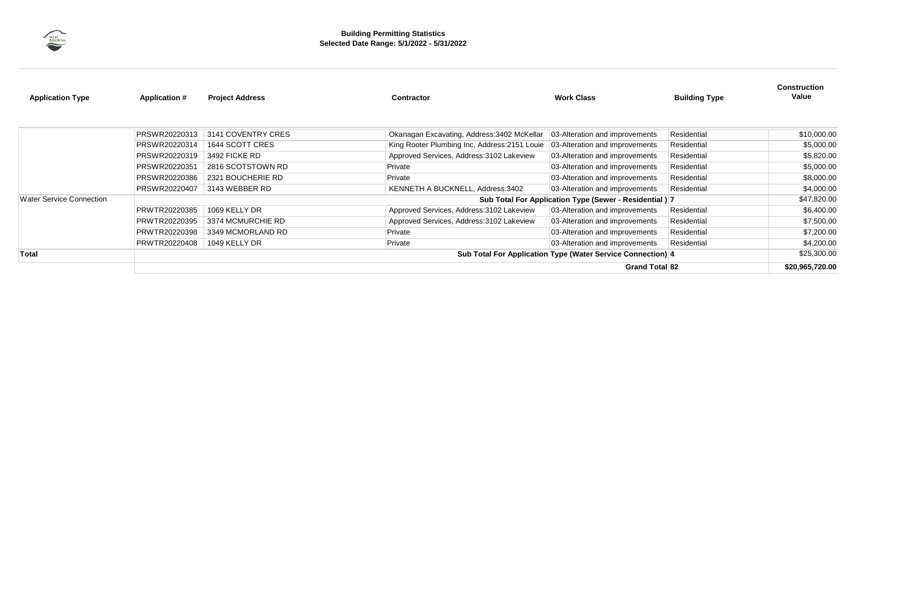**Building Permitting Statistics**
**Selected Date Range: 5/1/2022 - 5/31/2022**

| Application Type | Application # | Project Address | Contractor | Work Class | Building Type | Construction Value |
|---|---|---|---|---|---|---|
| | PRSWR20220313 | 3141 COVENTRY CRES | Okanagan Excavating, Address:3402 McKellar | 03-Alteration and improvements | Residential | $10,000.00 |
| | PRSWR20220314 | 1644 SCOTT CRES | King Rooter Plumbing Inc, Address:2151 Louie | 03-Alteration and improvements | Residential | $5,000.00 |
| | PRSWR20220319 | 3492 FICKE RD | Approved Services, Address:3102 Lakeview | 03-Alteration and improvements | Residential | $5,820.00 |
| | PRSWR20220351 | 2816 SCOTSTOWN RD | Private | 03-Alteration and improvements | Residential | $5,000.00 |
| | PRSWR20220386 | 2321 BOUCHERIE RD | Private | 03-Alteration and improvements | Residential | $8,000.00 |
| | PRSWR20220407 | 3143 WEBBER RD | KENNETH A BUCKNELL, Address:3402 | 03-Alteration and improvements | Residential | $4,000.00 |
| Water Service Connection | | | | **Sub Total For Application Type (Sewer - Residential ) 7** | | $47,820.00 |
| | PRWTR20220385 | 1069 KELLY DR | Approved Services, Address:3102 Lakeview | 03-Alteration and improvements | Residential | $6,400.00 |
| | PRWTR20220395 | 3374 MCMURCHIE RD | Approved Services, Address:3102 Lakeview | 03-Alteration and improvements | Residential | $7,500.00 |
| | PRWTR20220398 | 3349 MCMORLAND RD | Private | 03-Alteration and improvements | Residential | $7,200.00 |
| | PRWTR20220408 | 1049 KELLY DR | Private | 03-Alteration and improvements | Residential | $4,200.00 |
| **Total** | | | | **Sub Total For Application Type (Water Service Connection) 4** | | $25,300.00 |
| | | | | | **Grand Total 82** | **$20,965,720.00** |